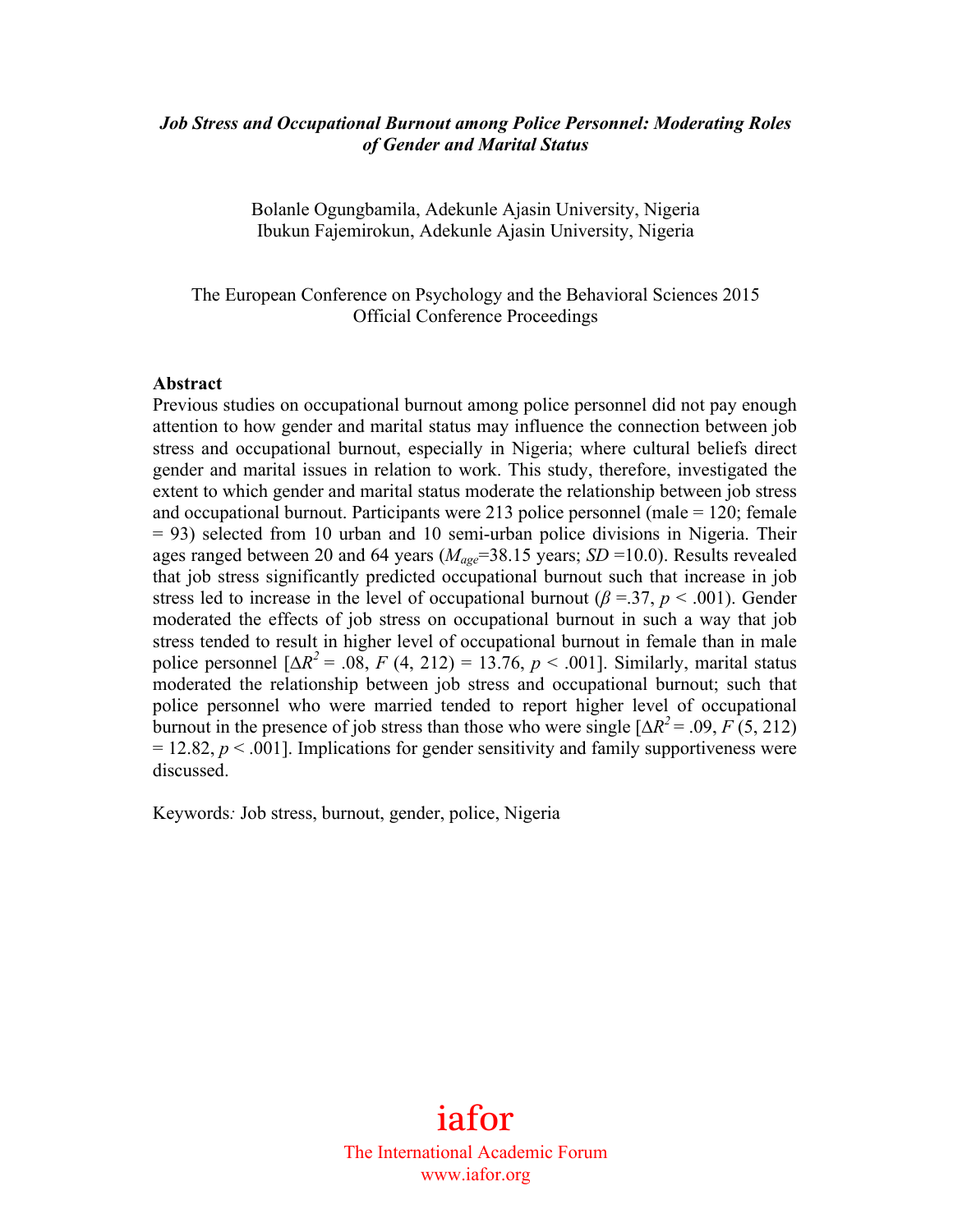***Job Stress and Occupational Burnout among Police Personnel: Moderating Roles of Gender and Marital Status***

Bolanle Ogungbamila, Adekunle Ajasin University, Nigeria
Ibukun Fajemirokun, Adekunle Ajasin University, Nigeria

The European Conference on Psychology and the Behavioral Sciences 2015
Official Conference Proceedings

**Abstract**

Previous studies on occupational burnout among police personnel did not pay enough attention to how gender and marital status may influence the connection between job stress and occupational burnout, especially in Nigeria; where cultural beliefs direct gender and marital issues in relation to work. This study, therefore, investigated the extent to which gender and marital status moderate the relationship between job stress and occupational burnout. Participants were 213 police personnel (male = 120; female = 93) selected from 10 urban and 10 semi-urban police divisions in Nigeria. Their ages ranged between 20 and 64 years ($M_{age}$=38.15 years; $SD$ =10.0). Results revealed that job stress significantly predicted occupational burnout such that increase in job stress led to increase in the level of occupational burnout ($\beta$ =.37, $p$ < .001). Gender moderated the effects of job stress on occupational burnout in such a way that job stress tended to result in higher level of occupational burnout in female than in male police personnel [$\Delta R^2$ = .08, $F$ (4, 212) = 13.76, $p$ < .001]. Similarly, marital status moderated the relationship between job stress and occupational burnout; such that police personnel who were married tended to report higher level of occupational burnout in the presence of job stress than those who were single [$\Delta R^2$ = .09, $F$ (5, 212) = 12.82, $p$ < .001]. Implications for gender sensitivity and family supportiveness were discussed.

Keywords*:* Job stress, burnout, gender, police, Nigeria

iafor
The International Academic Forum
www.iafor.org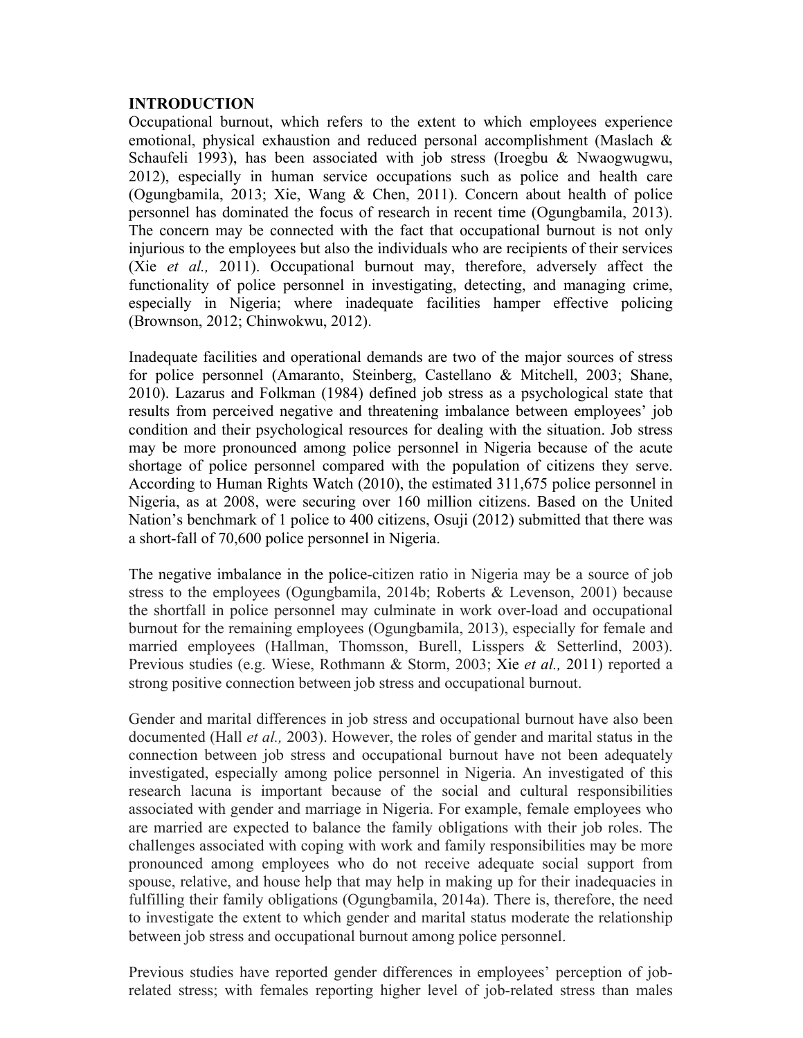## INTRODUCTION

Occupational burnout, which refers to the extent to which employees experience emotional, physical exhaustion and reduced personal accomplishment (Maslach & Schaufeli 1993), has been associated with job stress (Iroegbu & Nwaogwugwu, 2012), especially in human service occupations such as police and health care (Ogungbamila, 2013; Xie, Wang & Chen, 2011). Concern about health of police personnel has dominated the focus of research in recent time (Ogungbamila, 2013). The concern may be connected with the fact that occupational burnout is not only injurious to the employees but also the individuals who are recipients of their services (Xie *et al.,* 2011). Occupational burnout may, therefore, adversely affect the functionality of police personnel in investigating, detecting, and managing crime, especially in Nigeria; where inadequate facilities hamper effective policing (Brownson, 2012; Chinwokwu, 2012).

Inadequate facilities and operational demands are two of the major sources of stress for police personnel (Amaranto, Steinberg, Castellano & Mitchell, 2003; Shane, 2010). Lazarus and Folkman (1984) defined job stress as a psychological state that results from perceived negative and threatening imbalance between employees' job condition and their psychological resources for dealing with the situation. Job stress may be more pronounced among police personnel in Nigeria because of the acute shortage of police personnel compared with the population of citizens they serve. According to Human Rights Watch (2010), the estimated 311,675 police personnel in Nigeria, as at 2008, were securing over 160 million citizens. Based on the United Nation's benchmark of 1 police to 400 citizens, Osuji (2012) submitted that there was a short-fall of 70,600 police personnel in Nigeria.

The negative imbalance in the police-citizen ratio in Nigeria may be a source of job stress to the employees (Ogungbamila, 2014b; Roberts & Levenson, 2001) because the shortfall in police personnel may culminate in work over-load and occupational burnout for the remaining employees (Ogungbamila, 2013), especially for female and married employees (Hallman, Thomsson, Burell, Lisspers & Setterlind, 2003). Previous studies (e.g. Wiese, Rothmann & Storm, 2003; Xie *et al.,* 2011) reported a strong positive connection between job stress and occupational burnout.

Gender and marital differences in job stress and occupational burnout have also been documented (Hall *et al.,* 2003). However, the roles of gender and marital status in the connection between job stress and occupational burnout have not been adequately investigated, especially among police personnel in Nigeria. An investigated of this research lacuna is important because of the social and cultural responsibilities associated with gender and marriage in Nigeria. For example, female employees who are married are expected to balance the family obligations with their job roles. The challenges associated with coping with work and family responsibilities may be more pronounced among employees who do not receive adequate social support from spouse, relative, and house help that may help in making up for their inadequacies in fulfilling their family obligations (Ogungbamila, 2014a). There is, therefore, the need to investigate the extent to which gender and marital status moderate the relationship between job stress and occupational burnout among police personnel.

Previous studies have reported gender differences in employees' perception of job-related stress; with females reporting higher level of job-related stress than males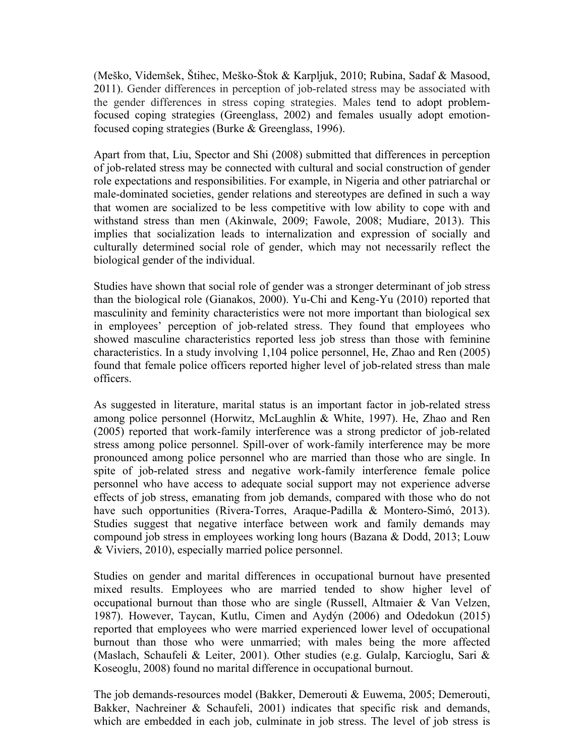(Meško, Videmšek, Štihec, Meško-Štok & Karpljuk, 2010; Rubina, Sadaf & Masood, 2011). Gender differences in perception of job-related stress may be associated with the gender differences in stress coping strategies. Males tend to adopt problem-focused coping strategies (Greenglass, 2002) and females usually adopt emotion-focused coping strategies (Burke & Greenglass, 1996).

Apart from that, Liu, Spector and Shi (2008) submitted that differences in perception of job-related stress may be connected with cultural and social construction of gender role expectations and responsibilities. For example, in Nigeria and other patriarchal or male-dominated societies, gender relations and stereotypes are defined in such a way that women are socialized to be less competitive with low ability to cope with and withstand stress than men (Akinwale, 2009; Fawole, 2008; Mudiare, 2013). This implies that socialization leads to internalization and expression of socially and culturally determined social role of gender, which may not necessarily reflect the biological gender of the individual.

Studies have shown that social role of gender was a stronger determinant of job stress than the biological role (Gianakos, 2000). Yu-Chi and Keng-Yu (2010) reported that masculinity and feminity characteristics were not more important than biological sex in employees' perception of job-related stress. They found that employees who showed masculine characteristics reported less job stress than those with feminine characteristics. In a study involving 1,104 police personnel, He, Zhao and Ren (2005) found that female police officers reported higher level of job-related stress than male officers.

As suggested in literature, marital status is an important factor in job-related stress among police personnel (Horwitz, McLaughlin & White, 1997). He, Zhao and Ren (2005) reported that work-family interference was a strong predictor of job-related stress among police personnel. Spill-over of work-family interference may be more pronounced among police personnel who are married than those who are single. In spite of job-related stress and negative work-family interference female police personnel who have access to adequate social support may not experience adverse effects of job stress, emanating from job demands, compared with those who do not have such opportunities (Rivera-Torres, Araque-Padilla & Montero-Simó, 2013). Studies suggest that negative interface between work and family demands may compound job stress in employees working long hours (Bazana & Dodd, 2013; Louw & Viviers, 2010), especially married police personnel.

Studies on gender and marital differences in occupational burnout have presented mixed results. Employees who are married tended to show higher level of occupational burnout than those who are single (Russell, Altmaier & Van Velzen, 1987). However, Taycan, Kutlu, Cimen and Aydýn (2006) and Odedokun (2015) reported that employees who were married experienced lower level of occupational burnout than those who were unmarried; with males being the more affected (Maslach, Schaufeli & Leiter, 2001). Other studies (e.g. Gulalp, Karcioglu, Sari & Koseoglu, 2008) found no marital difference in occupational burnout.

The job demands-resources model (Bakker, Demerouti & Euwema, 2005; Demerouti, Bakker, Nachreiner & Schaufeli, 2001) indicates that specific risk and demands, which are embedded in each job, culminate in job stress. The level of job stress is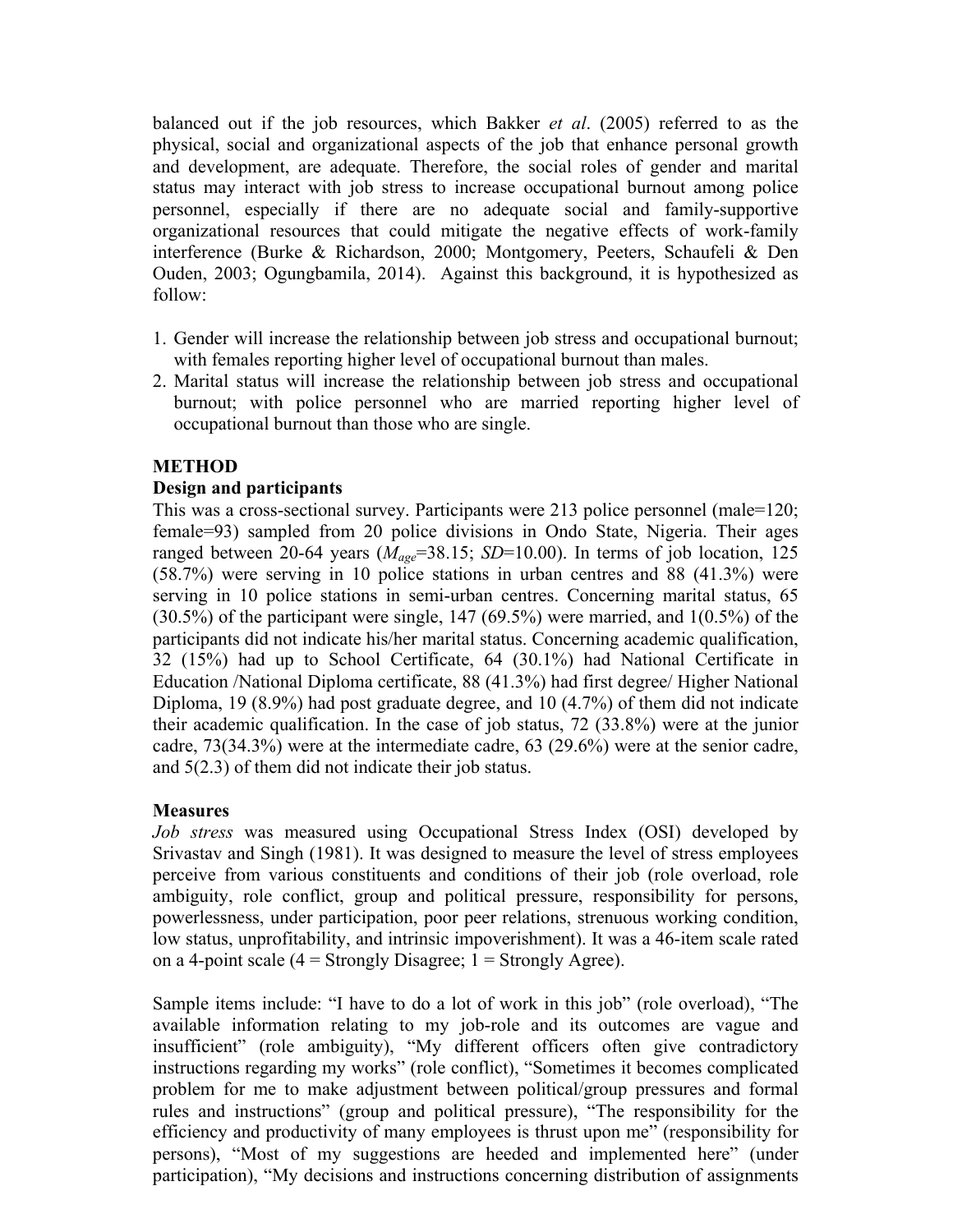balanced out if the job resources, which Bakker *et al*. (2005) referred to as the physical, social and organizational aspects of the job that enhance personal growth and development, are adequate. Therefore, the social roles of gender and marital status may interact with job stress to increase occupational burnout among police personnel, especially if there are no adequate social and family-supportive organizational resources that could mitigate the negative effects of work-family interference (Burke & Richardson, 2000; Montgomery, Peeters, Schaufeli & Den Ouden, 2003; Ogungbamila, 2014). Against this background, it is hypothesized as follow:

1. Gender will increase the relationship between job stress and occupational burnout; with females reporting higher level of occupational burnout than males.
2. Marital status will increase the relationship between job stress and occupational burnout; with police personnel who are married reporting higher level of occupational burnout than those who are single.

## METHOD

### Design and participants

This was a cross-sectional survey. Participants were 213 police personnel (male=120; female=93) sampled from 20 police divisions in Ondo State, Nigeria. Their ages ranged between 20-64 years ($M_{age}$=38.15; *SD*=10.00). In terms of job location, 125 (58.7%) were serving in 10 police stations in urban centres and 88 (41.3%) were serving in 10 police stations in semi-urban centres. Concerning marital status, 65 (30.5%) of the participant were single, 147 (69.5%) were married, and 1(0.5%) of the participants did not indicate his/her marital status. Concerning academic qualification, 32 (15%) had up to School Certificate, 64 (30.1%) had National Certificate in Education /National Diploma certificate, 88 (41.3%) had first degree/ Higher National Diploma, 19 (8.9%) had post graduate degree, and 10 (4.7%) of them did not indicate their academic qualification. In the case of job status, 72 (33.8%) were at the junior cadre, 73(34.3%) were at the intermediate cadre, 63 (29.6%) were at the senior cadre, and 5(2.3) of them did not indicate their job status.

### Measures

*Job stress* was measured using Occupational Stress Index (OSI) developed by Srivastav and Singh (1981). It was designed to measure the level of stress employees perceive from various constituents and conditions of their job (role overload, role ambiguity, role conflict, group and political pressure, responsibility for persons, powerlessness, under participation, poor peer relations, strenuous working condition, low status, unprofitability, and intrinsic impoverishment). It was a 46-item scale rated on a 4-point scale (4 = Strongly Disagree; 1 = Strongly Agree).

Sample items include: "I have to do a lot of work in this job" (role overload), "The available information relating to my job-role and its outcomes are vague and insufficient" (role ambiguity), "My different officers often give contradictory instructions regarding my works" (role conflict), "Sometimes it becomes complicated problem for me to make adjustment between political/group pressures and formal rules and instructions" (group and political pressure), "The responsibility for the efficiency and productivity of many employees is thrust upon me" (responsibility for persons), "Most of my suggestions are heeded and implemented here" (under participation), "My decisions and instructions concerning distribution of assignments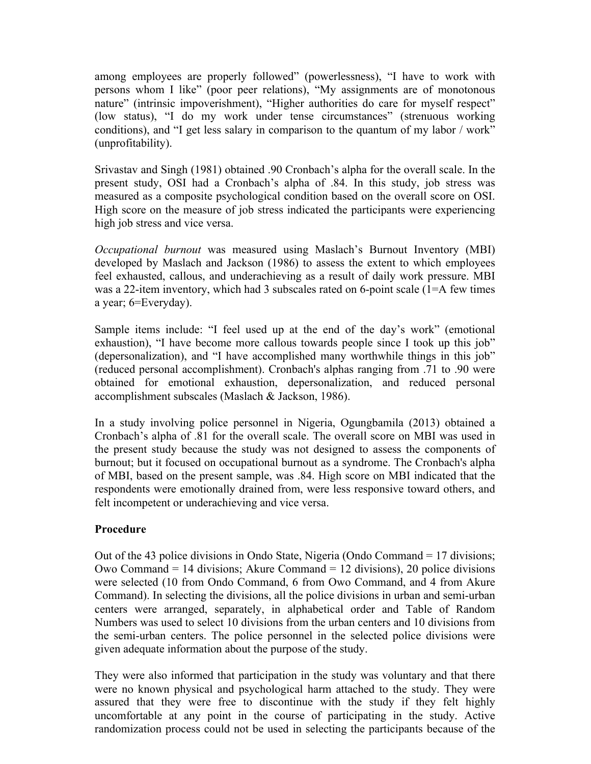among employees are properly followed" (powerlessness), "I have to work with persons whom I like" (poor peer relations), "My assignments are of monotonous nature" (intrinsic impoverishment), "Higher authorities do care for myself respect" (low status), "I do my work under tense circumstances" (strenuous working conditions), and "I get less salary in comparison to the quantum of my labor / work" (unprofitability).

Srivastav and Singh (1981) obtained .90 Cronbach's alpha for the overall scale. In the present study, OSI had a Cronbach's alpha of .84. In this study, job stress was measured as a composite psychological condition based on the overall score on OSI. High score on the measure of job stress indicated the participants were experiencing high job stress and vice versa.

*Occupational burnout* was measured using Maslach's Burnout Inventory (MBI) developed by Maslach and Jackson (1986) to assess the extent to which employees feel exhausted, callous, and underachieving as a result of daily work pressure. MBI was a 22-item inventory, which had 3 subscales rated on 6-point scale (1=A few times a year; 6=Everyday).

Sample items include: "I feel used up at the end of the day's work" (emotional exhaustion), "I have become more callous towards people since I took up this job" (depersonalization), and "I have accomplished many worthwhile things in this job" (reduced personal accomplishment). Cronbach's alphas ranging from .71 to .90 were obtained for emotional exhaustion, depersonalization, and reduced personal accomplishment subscales (Maslach & Jackson, 1986).

In a study involving police personnel in Nigeria, Ogungbamila (2013) obtained a Cronbach's alpha of .81 for the overall scale. The overall score on MBI was used in the present study because the study was not designed to assess the components of burnout; but it focused on occupational burnout as a syndrome. The Cronbach's alpha of MBI, based on the present sample, was .84. High score on MBI indicated that the respondents were emotionally drained from, were less responsive toward others, and felt incompetent or underachieving and vice versa.

**Procedure**

Out of the 43 police divisions in Ondo State, Nigeria (Ondo Command = 17 divisions; Owo Command = 14 divisions; Akure Command = 12 divisions), 20 police divisions were selected (10 from Ondo Command, 6 from Owo Command, and 4 from Akure Command). In selecting the divisions, all the police divisions in urban and semi-urban centers were arranged, separately, in alphabetical order and Table of Random Numbers was used to select 10 divisions from the urban centers and 10 divisions from the semi-urban centers. The police personnel in the selected police divisions were given adequate information about the purpose of the study.

They were also informed that participation in the study was voluntary and that there were no known physical and psychological harm attached to the study. They were assured that they were free to discontinue with the study if they felt highly uncomfortable at any point in the course of participating in the study. Active randomization process could not be used in selecting the participants because of the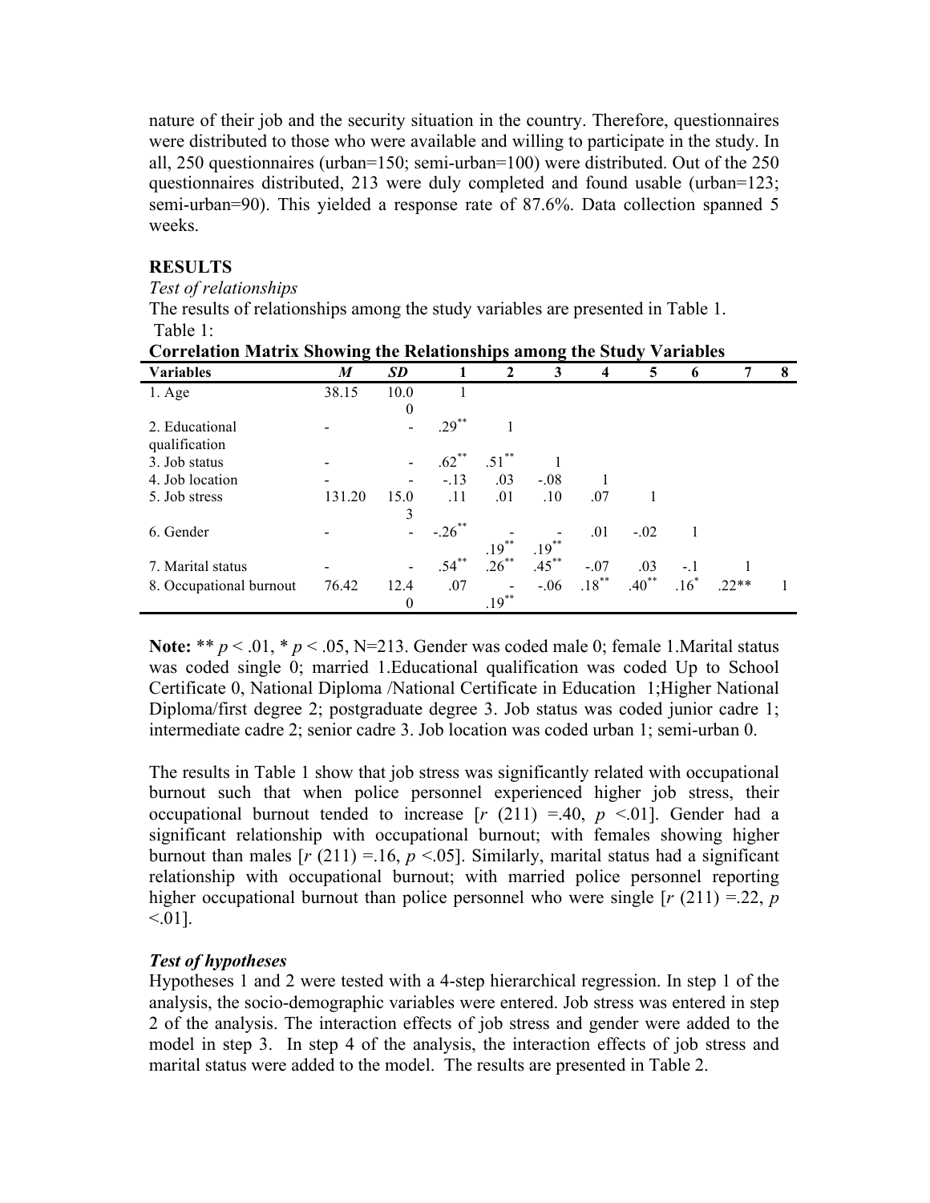nature of their job and the security situation in the country. Therefore, questionnaires were distributed to those who were available and willing to participate in the study. In all, 250 questionnaires (urban=150; semi-urban=100) were distributed. Out of the 250 questionnaires distributed, 213 were duly completed and found usable (urban=123; semi-urban=90). This yielded a response rate of 87.6%. Data collection spanned 5 weeks.

## RESULTS

*Test of relationships*

The results of relationships among the study variables are presented in Table 1.

Table 1:

**Correlation Matrix Showing the Relationships among the Study Variables**

| Variables | *M* | *SD* | 1 | 2 | 3 | 4 | 5 | 6 | 7 | 8 |
|---|---|---|---|---|---|---|---|---|---|---|
| 1. Age | 38.15 | 10.00 | 1 | | | | | | | |
| 2. Educational qualification | - | - | .29** | 1 | | | | | | |
| 3. Job status | - | - | .62** | .51** | 1 | | | | | |
| 4. Job location | - | - | -.13 | .03 | -.08 | 1 | | | | |
| 5. Job stress | 131.20 | 15.03 | .11 | .01 | .10 | .07 | 1 | | | |
| 6. Gender | - | - | -.26** | -.19** | -.19** | .01 | -.02 | 1 | | |
| 7. Marital status | - | - | .54** | .26** | .45** | -.07 | .03 | -.1 | 1 | |
| 8. Occupational burnout | 76.42 | 12.40 | .07 | -.19** | -.06 | .18** | .40** | .16* | .22** | 1 |

**Note:** ** $p < .01$, * $p < .05$, N=213. Gender was coded male 0; female 1.Marital status was coded single 0; married 1.Educational qualification was coded Up to School Certificate 0, National Diploma /National Certificate in Education 1;Higher National Diploma/first degree 2; postgraduate degree 3. Job status was coded junior cadre 1; intermediate cadre 2; senior cadre 3. Job location was coded urban 1; semi-urban 0.

The results in Table 1 show that job stress was significantly related with occupational burnout such that when police personnel experienced higher job stress, their occupational burnout tended to increase [$r$ (211) =.40, $p$ <.01]. Gender had a significant relationship with occupational burnout; with females showing higher burnout than males [$r$ (211) =.16, $p$ <.05]. Similarly, marital status had a significant relationship with occupational burnout; with married police personnel reporting higher occupational burnout than police personnel who were single [$r$ (211) =.22, $p$ <.01].

### *Test of hypotheses*

Hypotheses 1 and 2 were tested with a 4-step hierarchical regression. In step 1 of the analysis, the socio-demographic variables were entered. Job stress was entered in step 2 of the analysis. The interaction effects of job stress and gender were added to the model in step 3. In step 4 of the analysis, the interaction effects of job stress and marital status were added to the model. The results are presented in Table 2.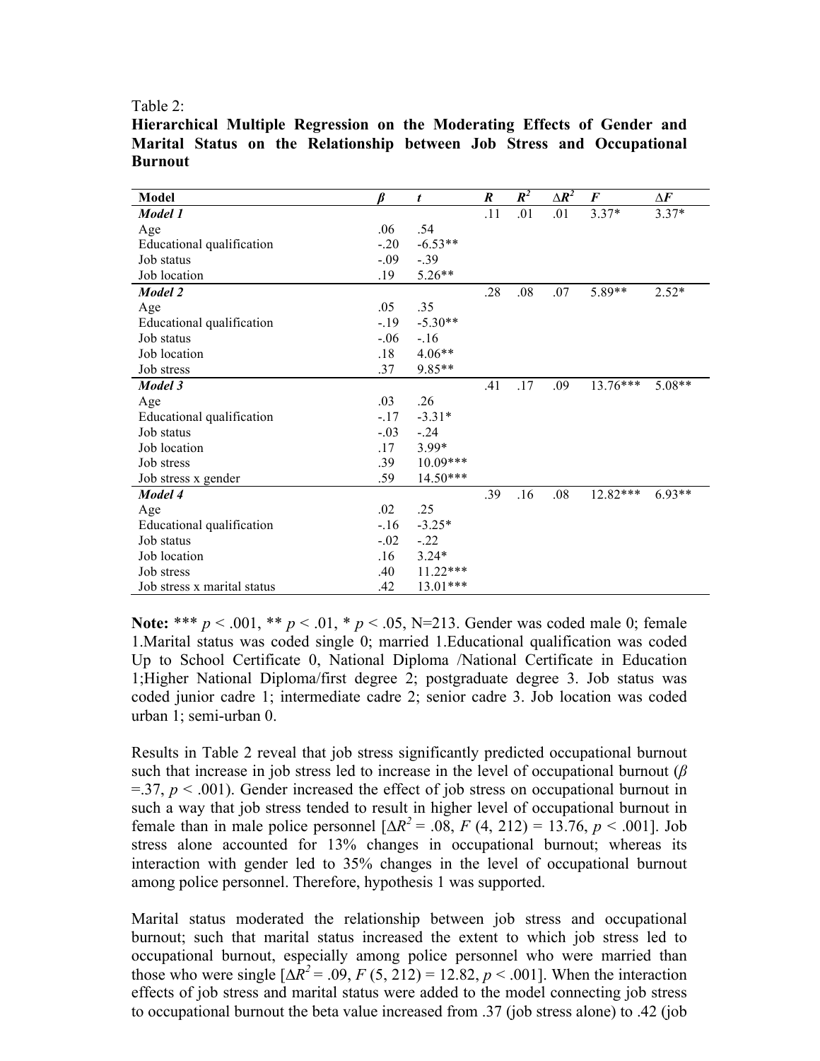Table 2:

**Hierarchical Multiple Regression on the Moderating Effects of Gender and Marital Status on the Relationship between Job Stress and Occupational Burnout**

| Model | $\beta$ | $t$ | $R$ | $R^2$ | $\Delta R^2$ | $F$ | $\Delta F$ |
|---|---|---|---|---|---|---|---|
| ***Model 1*** | | | .11 | .01 | .01 | 3.37* | 3.37* |
| Age | .06 | .54 | | | | | |
| Educational qualification | -.20 | -6.53** | | | | | |
| Job status | -.09 | -.39 | | | | | |
| Job location | .19 | 5.26** | | | | | |
| ***Model 2*** | | | .28 | .08 | .07 | 5.89** | 2.52* |
| Age | .05 | .35 | | | | | |
| Educational qualification | -.19 | -5.30** | | | | | |
| Job status | -.06 | -.16 | | | | | |
| Job location | .18 | 4.06** | | | | | |
| Job stress | .37 | 9.85** | | | | | |
| ***Model 3*** | | | .41 | .17 | .09 | 13.76*** | 5.08** |
| Age | .03 | .26 | | | | | |
| Educational qualification | -.17 | -3.31* | | | | | |
| Job status | -.03 | -.24 | | | | | |
| Job location | .17 | 3.99* | | | | | |
| Job stress | .39 | 10.09*** | | | | | |
| Job stress x gender | .59 | 14.50*** | | | | | |
| ***Model 4*** | | | .39 | .16 | .08 | 12.82*** | 6.93** |
| Age | .02 | .25 | | | | | |
| Educational qualification | -.16 | -3.25* | | | | | |
| Job status | -.02 | -.22 | | | | | |
| Job location | .16 | 3.24* | | | | | |
| Job stress | .40 | 11.22*** | | | | | |
| Job stress x marital status | .42 | 13.01*** | | | | | |

**Note:** *** $p < .001$, ** $p < .01$, * $p < .05$, N=213. Gender was coded male 0; female 1.Marital status was coded single 0; married 1.Educational qualification was coded Up to School Certificate 0, National Diploma /National Certificate in Education 1;Higher National Diploma/first degree 2; postgraduate degree 3. Job status was coded junior cadre 1; intermediate cadre 2; senior cadre 3. Job location was coded urban 1; semi-urban 0.

Results in Table 2 reveal that job stress significantly predicted occupational burnout such that increase in job stress led to increase in the level of occupational burnout ($\beta$ =.37, $p < .001$). Gender increased the effect of job stress on occupational burnout in such a way that job stress tended to result in higher level of occupational burnout in female than in male police personnel [$\Delta R^2$ = .08, $F$ (4, 212) = 13.76, $p < .001$]. Job stress alone accounted for 13% changes in occupational burnout; whereas its interaction with gender led to 35% changes in the level of occupational burnout among police personnel. Therefore, hypothesis 1 was supported.

Marital status moderated the relationship between job stress and occupational burnout; such that marital status increased the extent to which job stress led to occupational burnout, especially among police personnel who were married than those who were single [$\Delta R^2$ = .09, $F$ (5, 212) = 12.82, $p < .001$]. When the interaction effects of job stress and marital status were added to the model connecting job stress to occupational burnout the beta value increased from .37 (job stress alone) to .42 (job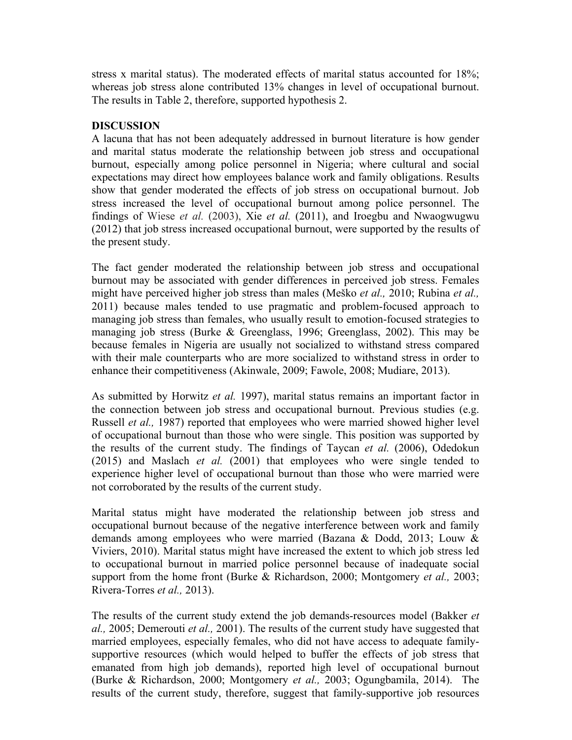stress x marital status). The moderated effects of marital status accounted for 18%; whereas job stress alone contributed 13% changes in level of occupational burnout. The results in Table 2, therefore, supported hypothesis 2.

## DISCUSSION

A lacuna that has not been adequately addressed in burnout literature is how gender and marital status moderate the relationship between job stress and occupational burnout, especially among police personnel in Nigeria; where cultural and social expectations may direct how employees balance work and family obligations. Results show that gender moderated the effects of job stress on occupational burnout. Job stress increased the level of occupational burnout among police personnel. The findings of Wiese *et al.* (2003), Xie *et al.* (2011), and Iroegbu and Nwaogwugwu (2012) that job stress increased occupational burnout, were supported by the results of the present study.

The fact gender moderated the relationship between job stress and occupational burnout may be associated with gender differences in perceived job stress. Females might have perceived higher job stress than males (Meško *et al.,* 2010; Rubina *et al.,* 2011) because males tended to use pragmatic and problem-focused approach to managing job stress than females, who usually result to emotion-focused strategies to managing job stress (Burke & Greenglass, 1996; Greenglass, 2002). This may be because females in Nigeria are usually not socialized to withstand stress compared with their male counterparts who are more socialized to withstand stress in order to enhance their competitiveness (Akinwale, 2009; Fawole, 2008; Mudiare, 2013).

As submitted by Horwitz *et al.* 1997), marital status remains an important factor in the connection between job stress and occupational burnout. Previous studies (e.g. Russell *et al.,* 1987) reported that employees who were married showed higher level of occupational burnout than those who were single. This position was supported by the results of the current study. The findings of Taycan *et al.* (2006), Odedokun (2015) and Maslach *et al.* (2001) that employees who were single tended to experience higher level of occupational burnout than those who were married were not corroborated by the results of the current study.

Marital status might have moderated the relationship between job stress and occupational burnout because of the negative interference between work and family demands among employees who were married (Bazana & Dodd, 2013; Louw & Viviers, 2010). Marital status might have increased the extent to which job stress led to occupational burnout in married police personnel because of inadequate social support from the home front (Burke & Richardson, 2000; Montgomery *et al.,* 2003; Rivera-Torres *et al.,* 2013).

The results of the current study extend the job demands-resources model (Bakker *et al.,* 2005; Demerouti *et al.,* 2001). The results of the current study have suggested that married employees, especially females, who did not have access to adequate family-supportive resources (which would helped to buffer the effects of job stress that emanated from high job demands), reported high level of occupational burnout (Burke & Richardson, 2000; Montgomery *et al.,* 2003; Ogungbamila, 2014). The results of the current study, therefore, suggest that family-supportive job resources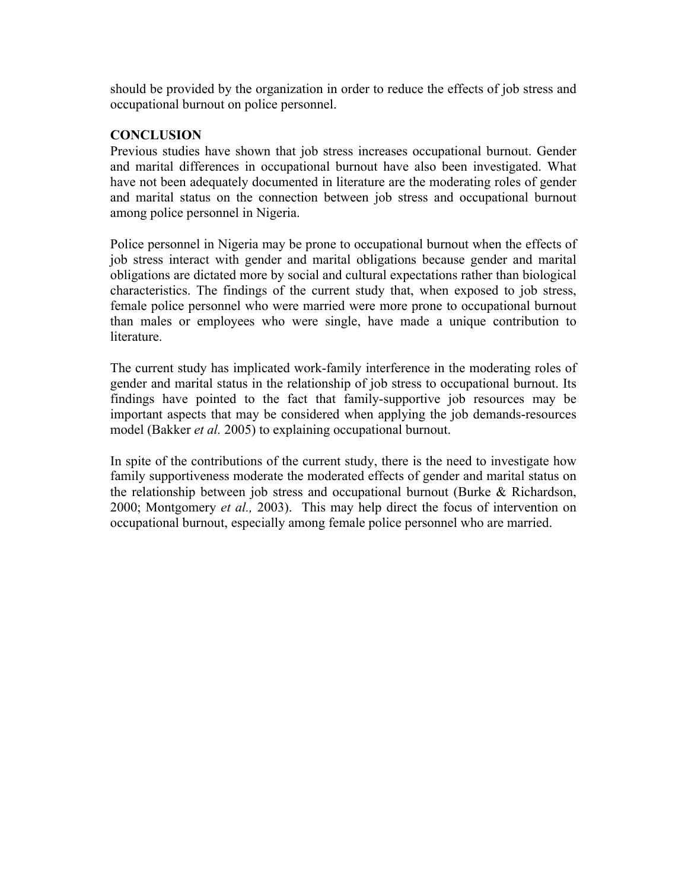should be provided by the organization in order to reduce the effects of job stress and occupational burnout on police personnel.

## CONCLUSION

Previous studies have shown that job stress increases occupational burnout. Gender and marital differences in occupational burnout have also been investigated. What have not been adequately documented in literature are the moderating roles of gender and marital status on the connection between job stress and occupational burnout among police personnel in Nigeria.

Police personnel in Nigeria may be prone to occupational burnout when the effects of job stress interact with gender and marital obligations because gender and marital obligations are dictated more by social and cultural expectations rather than biological characteristics. The findings of the current study that, when exposed to job stress, female police personnel who were married were more prone to occupational burnout than males or employees who were single, have made a unique contribution to literature.

The current study has implicated work-family interference in the moderating roles of gender and marital status in the relationship of job stress to occupational burnout. Its findings have pointed to the fact that family-supportive job resources may be important aspects that may be considered when applying the job demands-resources model (Bakker *et al.* 2005) to explaining occupational burnout.

In spite of the contributions of the current study, there is the need to investigate how family supportiveness moderate the moderated effects of gender and marital status on the relationship between job stress and occupational burnout (Burke & Richardson, 2000; Montgomery *et al.,* 2003). This may help direct the focus of intervention on occupational burnout, especially among female police personnel who are married.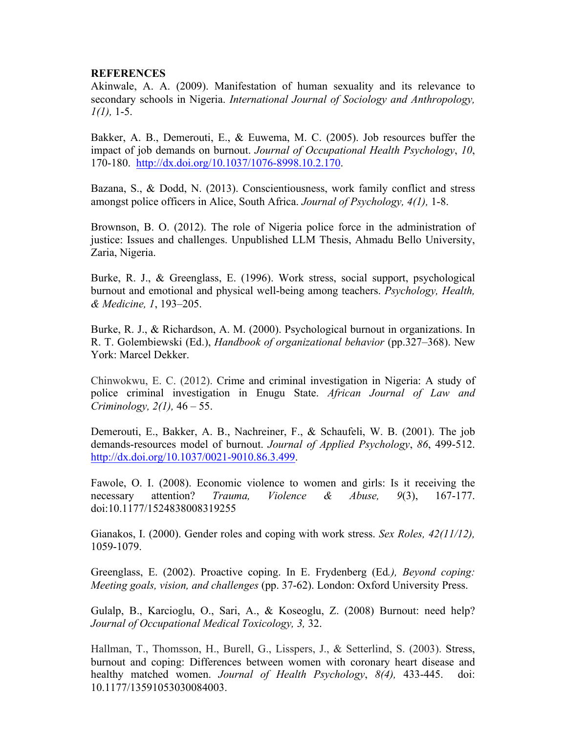**REFERENCES**

Akinwale, A. A. (2009). Manifestation of human sexuality and its relevance to secondary schools in Nigeria. *International Journal of Sociology and Anthropology, 1(1),* 1-5.

Bakker, A. B., Demerouti, E., & Euwema, M. C. (2005). Job resources buffer the impact of job demands on burnout. *Journal of Occupational Health Psychology*, *10*, 170-180. http://dx.doi.org/10.1037/1076-8998.10.2.170.

Bazana, S., & Dodd, N. (2013). Conscientiousness, work family conflict and stress amongst police officers in Alice, South Africa. *Journal of Psychology, 4(1),* 1-8.

Brownson, B. O. (2012). The role of Nigeria police force in the administration of justice: Issues and challenges. Unpublished LLM Thesis, Ahmadu Bello University, Zaria, Nigeria.

Burke, R. J., & Greenglass, E. (1996). Work stress, social support, psychological burnout and emotional and physical well-being among teachers. *Psychology, Health, & Medicine, 1*, 193–205.

Burke, R. J., & Richardson, A. M. (2000). Psychological burnout in organizations. In R. T. Golembiewski (Ed.), *Handbook of organizational behavior* (pp.327–368). New York: Marcel Dekker.

Chinwokwu, E. C. (2012). Crime and criminal investigation in Nigeria: A study of police criminal investigation in Enugu State. *African Journal of Law and Criminology, 2(1),* 46 – 55.

Demerouti, E., Bakker, A. B., Nachreiner, F., & Schaufeli, W. B. (2001). The job demands-resources model of burnout. *Journal of Applied Psychology*, *86*, 499-512. http://dx.doi.org/10.1037/0021-9010.86.3.499.

Fawole, O. I. (2008). Economic violence to women and girls: Is it receiving the necessary attention? *Trauma, Violence & Abuse, 9*(3), 167-177. doi:10.1177/1524838008319255

Gianakos, I. (2000). Gender roles and coping with work stress. *Sex Roles, 42(11/12),* 1059-1079.

Greenglass, E. (2002). Proactive coping. In E. Frydenberg (Ed*.), Beyond coping: Meeting goals, vision, and challenges* (pp. 37-62). London: Oxford University Press.

Gulalp, B., Karcioglu, O., Sari, A., & Koseoglu, Z. (2008) Burnout: need help? *Journal of Occupational Medical Toxicology, 3,* 32.

Hallman, T., Thomsson, H., Burell, G., Lisspers, J., & Setterlind, S. (2003). Stress, burnout and coping: Differences between women with coronary heart disease and healthy matched women. *Journal of Health Psychology*, *8(4),* 433-445. doi: 10.1177/13591053030084003.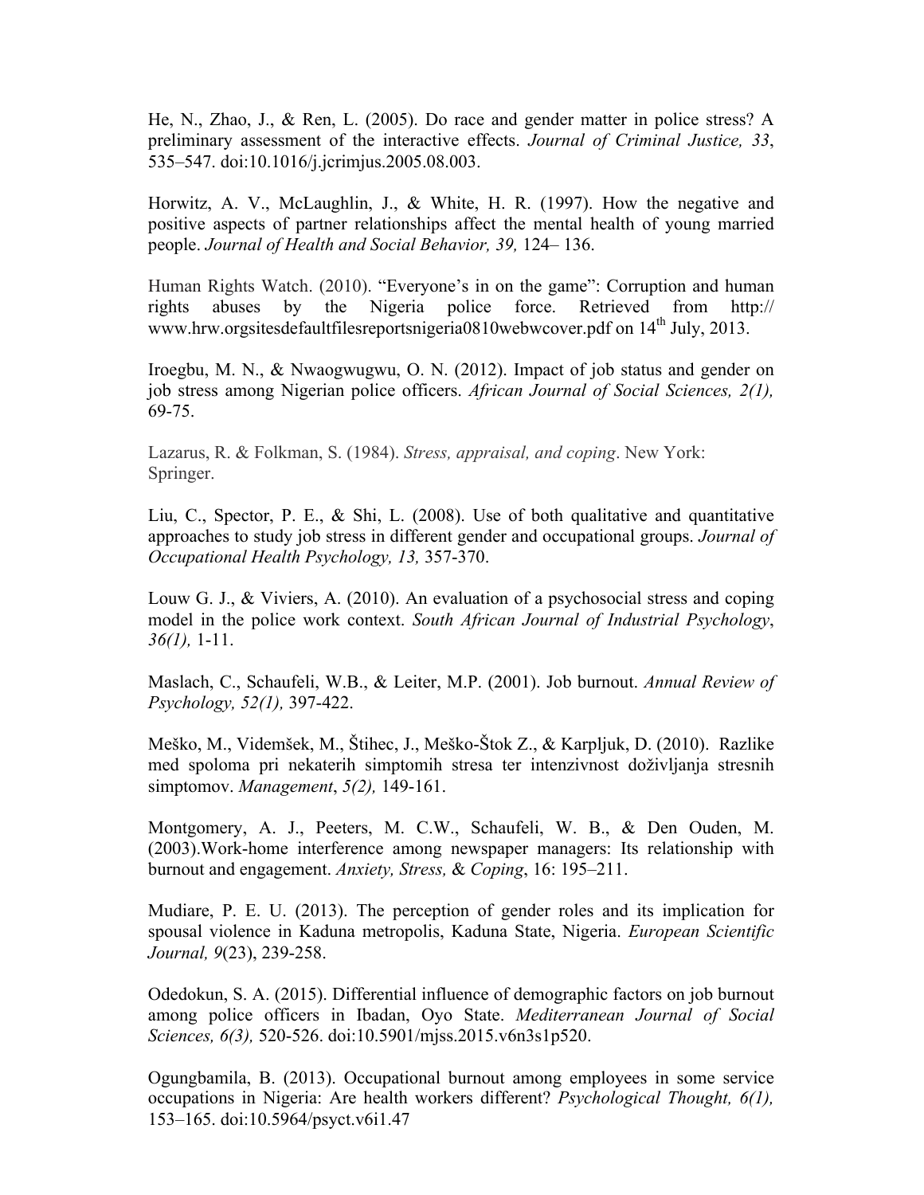He, N., Zhao, J., & Ren, L. (2005). Do race and gender matter in police stress? A preliminary assessment of the interactive effects. *Journal of Criminal Justice, 33*, 535–547. doi:10.1016/j.jcrimjus.2005.08.003.

Horwitz, A. V., McLaughlin, J., & White, H. R. (1997). How the negative and positive aspects of partner relationships affect the mental health of young married people. *Journal of Health and Social Behavior, 39,* 124– 136.

Human Rights Watch. (2010). "Everyone's in on the game": Corruption and human rights abuses by the Nigeria police force. Retrieved from http:// www.hrw.orgsitesdefaultfilesreportsnigeria0810webwcover.pdf on 14th July, 2013.

Iroegbu, M. N., & Nwaogwugwu, O. N. (2012). Impact of job status and gender on job stress among Nigerian police officers. *African Journal of Social Sciences, 2(1),* 69-75.

Lazarus, R. & Folkman, S. (1984). *Stress, appraisal, and coping*. New York: Springer.

Liu, C., Spector, P. E., & Shi, L. (2008). Use of both qualitative and quantitative approaches to study job stress in different gender and occupational groups. *Journal of Occupational Health Psychology, 13,* 357-370.

Louw G. J., & Viviers, A. (2010). An evaluation of a psychosocial stress and coping model in the police work context. *South African Journal of Industrial Psychology*, *36(1),* 1-11.

Maslach, C., Schaufeli, W.B., & Leiter, M.P. (2001). Job burnout. *Annual Review of Psychology, 52(1),* 397-422.

Meško, M., Videmšek, M., Štihec, J., Meško-Štok Z., & Karpljuk, D. (2010). Razlike med spoloma pri nekaterih simptomih stresa ter intenzivnost doživljanja stresnih simptomov. *Management*, *5(2),* 149-161.

Montgomery, A. J., Peeters, M. C.W., Schaufeli, W. B., & Den Ouden, M. (2003).Work-home interference among newspaper managers: Its relationship with burnout and engagement. *Anxiety, Stress,* & *Coping*, 16: 195–211.

Mudiare, P. E. U. (2013). The perception of gender roles and its implication for spousal violence in Kaduna metropolis, Kaduna State, Nigeria. *European Scientific Journal, 9*(23), 239-258.

Odedokun, S. A. (2015). Differential influence of demographic factors on job burnout among police officers in Ibadan, Oyo State. *Mediterranean Journal of Social Sciences, 6(3),* 520-526. doi:10.5901/mjss.2015.v6n3s1p520.

Ogungbamila, B. (2013). Occupational burnout among employees in some service occupations in Nigeria: Are health workers different? *Psychological Thought, 6(1),* 153–165. doi:10.5964/psyct.v6i1.47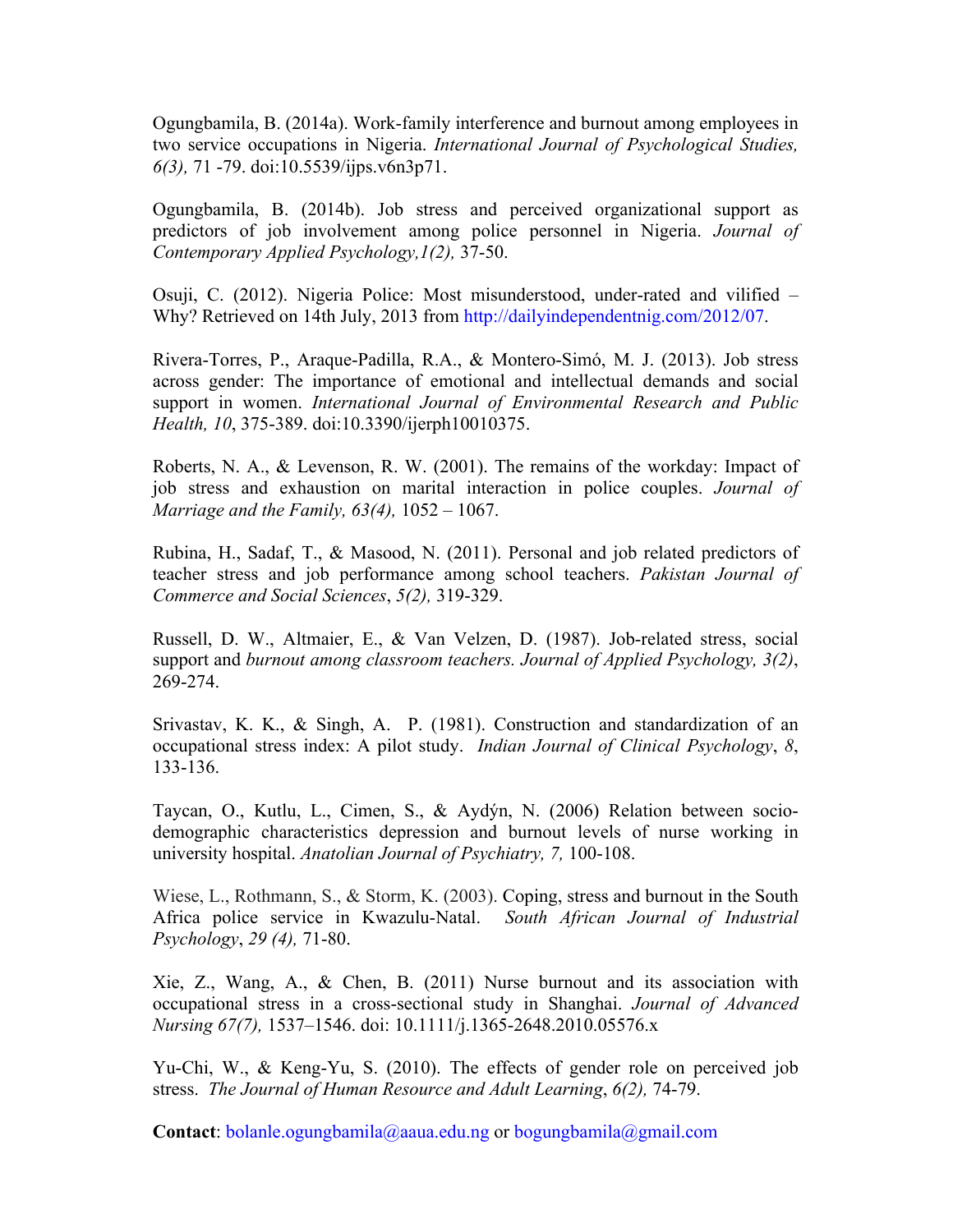Ogungbamila, B. (2014a). Work-family interference and burnout among employees in two service occupations in Nigeria. *International Journal of Psychological Studies, 6(3),* 71 -79. doi:10.5539/ijps.v6n3p71.

Ogungbamila, B. (2014b). Job stress and perceived organizational support as predictors of job involvement among police personnel in Nigeria. *Journal of Contemporary Applied Psychology,1(2),* 37-50.

Osuji, C. (2012). Nigeria Police: Most misunderstood, under-rated and vilified – Why? Retrieved on 14th July, 2013 from http://dailyindependentnig.com/2012/07.

Rivera-Torres, P., Araque-Padilla, R.A., & Montero-Simó, M. J. (2013). Job stress across gender: The importance of emotional and intellectual demands and social support in women. *International Journal of Environmental Research and Public Health, 10*, 375-389. doi:10.3390/ijerph10010375.

Roberts, N. A., & Levenson, R. W. (2001). The remains of the workday: Impact of job stress and exhaustion on marital interaction in police couples. *Journal of Marriage and the Family, 63(4),* 1052 – 1067.

Rubina, H., Sadaf, T., & Masood, N. (2011). Personal and job related predictors of teacher stress and job performance among school teachers. *Pakistan Journal of Commerce and Social Sciences*, *5(2),* 319-329.

Russell, D. W., Altmaier, E., & Van Velzen, D. (1987). Job-related stress, social support and *burnout among classroom teachers. Journal of Applied Psychology, 3(2)*, 269-274.

Srivastav, K. K., & Singh, A. P. (1981). Construction and standardization of an occupational stress index: A pilot study. *Indian Journal of Clinical Psychology*, *8*, 133-136.

Taycan, O., Kutlu, L., Cimen, S., & Aydýn, N. (2006) Relation between socio-demographic characteristics depression and burnout levels of nurse working in university hospital. *Anatolian Journal of Psychiatry, 7,* 100-108.

Wiese, L., Rothmann, S., & Storm, K. (2003). Coping, stress and burnout in the South Africa police service in Kwazulu-Natal. *South African Journal of Industrial Psychology*, *29 (4),* 71-80.

Xie, Z., Wang, A., & Chen, B. (2011) Nurse burnout and its association with occupational stress in a cross-sectional study in Shanghai. *Journal of Advanced Nursing 67(7),* 1537–1546. doi: 10.1111/j.1365-2648.2010.05576.x

Yu-Chi, W., & Keng-Yu, S. (2010). The effects of gender role on perceived job stress. *The Journal of Human Resource and Adult Learning*, *6(2),* 74-79.

**Contact**: bolanle.ogungbamila@aaua.edu.ng or bogungbamila@gmail.com